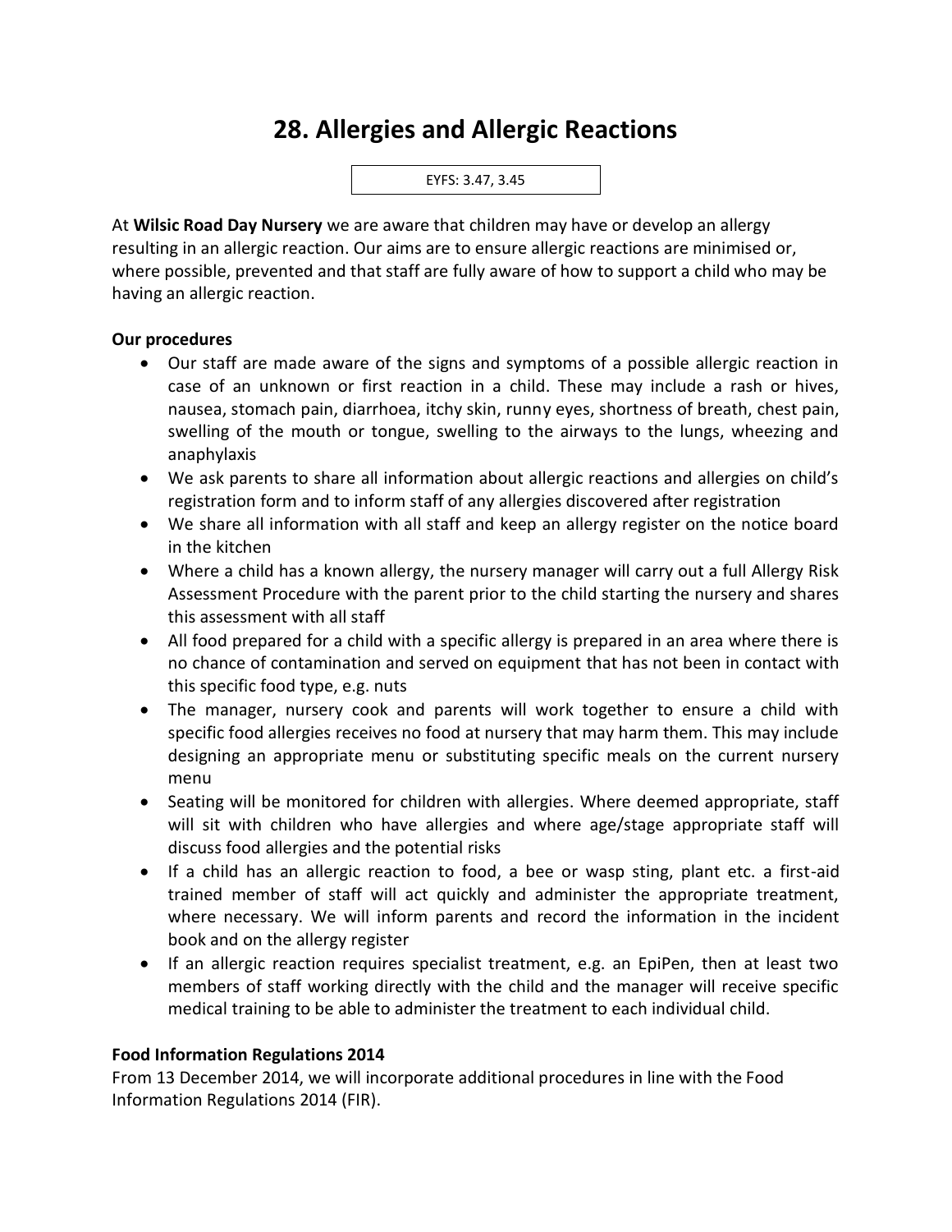# 28. Allergies and Allergic Reactions

EYFS: 3.47, 3.45

At **Wilsic Road Day Nursery** we are aware that children may have or develop an allergy resulting in an allergic reaction. Our aims are to ensure allergic reactions are minimised or, where possible, prevented and that staff are fully aware of how to support a child who may be having an allergic reaction.

**Our procedures**

- Our staff are made aware of the signs and symptoms of a possible allergic reaction in case of an unknown or first reaction in a child. These may include a rash or hives, nausea, stomach pain, diarrhoea, itchy skin, runny eyes, shortness of breath, chest pain, swelling of the mouth or tongue, swelling to the airways to the lungs, wheezing and anaphylaxis
- We ask parents to share all information about allergic reactions and allergies on child's registration form and to inform staff of any allergies discovered after registration
- We share all information with all staff and keep an allergy register on the notice board in the kitchen
- Where a child has a known allergy, the nursery manager will carry out a full Allergy Risk Assessment Procedure with the parent prior to the child starting the nursery and shares this assessment with all staff
- All food prepared for a child with a specific allergy is prepared in an area where there is no chance of contamination and served on equipment that has not been in contact with this specific food type, e.g. nuts
- The manager, nursery cook and parents will work together to ensure a child with specific food allergies receives no food at nursery that may harm them. This may include designing an appropriate menu or substituting specific meals on the current nursery menu
- Seating will be monitored for children with allergies. Where deemed appropriate, staff will sit with children who have allergies and where age/stage appropriate staff will discuss food allergies and the potential risks
- If a child has an allergic reaction to food, a bee or wasp sting, plant etc. a first-aid trained member of staff will act quickly and administer the appropriate treatment, where necessary. We will inform parents and record the information in the incident book and on the allergy register
- If an allergic reaction requires specialist treatment, e.g. an EpiPen, then at least two members of staff working directly with the child and the manager will receive specific medical training to be able to administer the treatment to each individual child.

**Food Information Regulations 2014**

From 13 December 2014, we will incorporate additional procedures in line with the Food Information Regulations 2014 (FIR).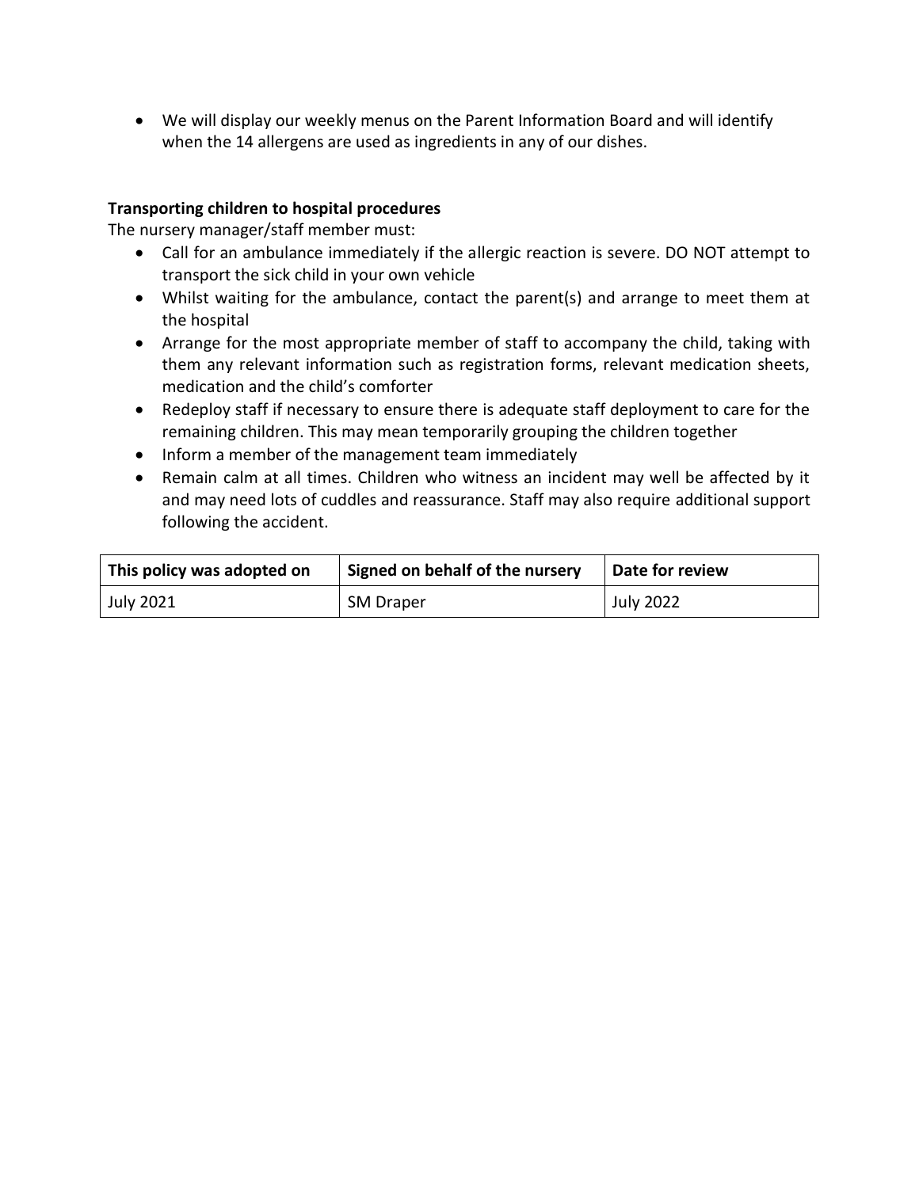- We will display our weekly menus on the Parent Information Board and will identify when the 14 allergens are used as ingredients in any of our dishes.

**Transporting children to hospital procedures**

The nursery manager/staff member must:

- Call for an ambulance immediately if the allergic reaction is severe. DO NOT attempt to transport the sick child in your own vehicle
- Whilst waiting for the ambulance, contact the parent(s) and arrange to meet them at the hospital
- Arrange for the most appropriate member of staff to accompany the child, taking with them any relevant information such as registration forms, relevant medication sheets, medication and the child's comforter
- Redeploy staff if necessary to ensure there is adequate staff deployment to care for the remaining children. This may mean temporarily grouping the children together
- Inform a member of the management team immediately
- Remain calm at all times. Children who witness an incident may well be affected by it and may need lots of cuddles and reassurance. Staff may also require additional support following the accident.

| This policy was adopted on | Signed on behalf of the nursery | Date for review |
|---|---|---|
| July 2021 | SM Draper | July 2022 |